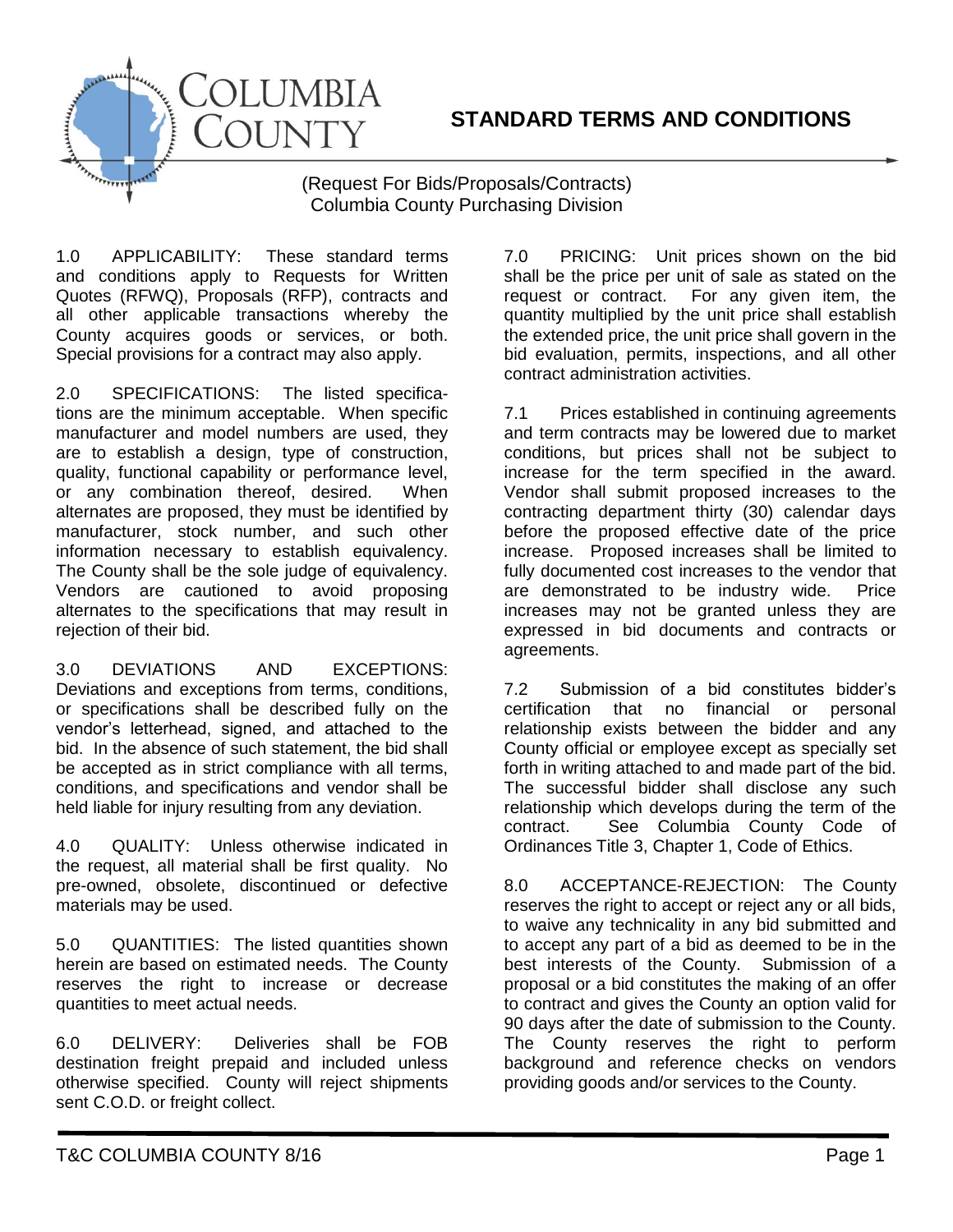# COLUMBIA COUNTY

## STANDARD TERMS AND CONDITIONS

(Request For Bids/Proposals/Contracts)
Columbia County Purchasing Division

1.0 APPLICABILITY: These standard terms and conditions apply to Requests for Written Quotes (RFWQ), Proposals (RFP), contracts and all other applicable transactions whereby the County acquires goods or services, or both. Special provisions for a contract may also apply.

2.0 SPECIFICATIONS: The listed specifications are the minimum acceptable. When specific manufacturer and model numbers are used, they are to establish a design, type of construction, quality, functional capability or performance level, or any combination thereof, desired. When alternates are proposed, they must be identified by manufacturer, stock number, and such other information necessary to establish equivalency. The County shall be the sole judge of equivalency. Vendors are cautioned to avoid proposing alternates to the specifications that may result in rejection of their bid.

3.0 DEVIATIONS AND EXCEPTIONS: Deviations and exceptions from terms, conditions, or specifications shall be described fully on the vendor's letterhead, signed, and attached to the bid. In the absence of such statement, the bid shall be accepted as in strict compliance with all terms, conditions, and specifications and vendor shall be held liable for injury resulting from any deviation.

4.0 QUALITY: Unless otherwise indicated in the request, all material shall be first quality. No pre-owned, obsolete, discontinued or defective materials may be used.

5.0 QUANTITIES: The listed quantities shown herein are based on estimated needs. The County reserves the right to increase or decrease quantities to meet actual needs.

6.0 DELIVERY: Deliveries shall be FOB destination freight prepaid and included unless otherwise specified. County will reject shipments sent C.O.D. or freight collect.

7.0 PRICING: Unit prices shown on the bid shall be the price per unit of sale as stated on the request or contract. For any given item, the quantity multiplied by the unit price shall establish the extended price, the unit price shall govern in the bid evaluation, permits, inspections, and all other contract administration activities.

7.1 Prices established in continuing agreements and term contracts may be lowered due to market conditions, but prices shall not be subject to increase for the term specified in the award. Vendor shall submit proposed increases to the contracting department thirty (30) calendar days before the proposed effective date of the price increase. Proposed increases shall be limited to fully documented cost increases to the vendor that are demonstrated to be industry wide. Price increases may not be granted unless they are expressed in bid documents and contracts or agreements.

7.2 Submission of a bid constitutes bidder's certification that no financial or personal relationship exists between the bidder and any County official or employee except as specially set forth in writing attached to and made part of the bid. The successful bidder shall disclose any such relationship which develops during the term of the contract. See Columbia County Code of Ordinances Title 3, Chapter 1, Code of Ethics.

8.0 ACCEPTANCE-REJECTION: The County reserves the right to accept or reject any or all bids, to waive any technicality in any bid submitted and to accept any part of a bid as deemed to be in the best interests of the County. Submission of a proposal or a bid constitutes the making of an offer to contract and gives the County an option valid for 90 days after the date of submission to the County. The County reserves the right to perform background and reference checks on vendors providing goods and/or services to the County.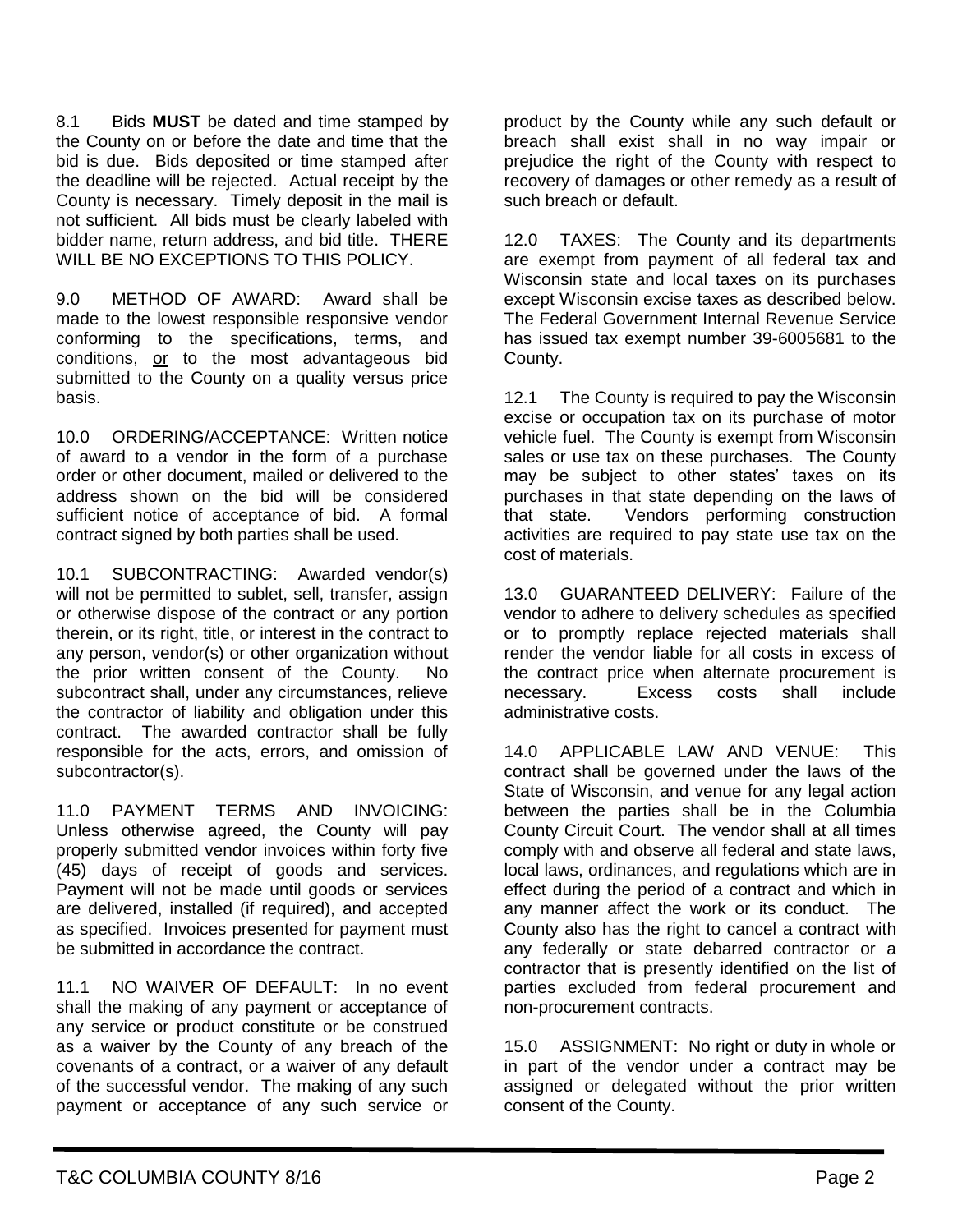8.1 Bids **MUST** be dated and time stamped by the County on or before the date and time that the bid is due. Bids deposited or time stamped after the deadline will be rejected. Actual receipt by the County is necessary. Timely deposit in the mail is not sufficient. All bids must be clearly labeled with bidder name, return address, and bid title. THERE WILL BE NO EXCEPTIONS TO THIS POLICY.

9.0 METHOD OF AWARD: Award shall be made to the lowest responsible responsive vendor conforming to the specifications, terms, and conditions, <u>or</u> to the most advantageous bid submitted to the County on a quality versus price basis.

10.0 ORDERING/ACCEPTANCE: Written notice of award to a vendor in the form of a purchase order or other document, mailed or delivered to the address shown on the bid will be considered sufficient notice of acceptance of bid. A formal contract signed by both parties shall be used.

10.1 SUBCONTRACTING: Awarded vendor(s) will not be permitted to sublet, sell, transfer, assign or otherwise dispose of the contract or any portion therein, or its right, title, or interest in the contract to any person, vendor(s) or other organization without the prior written consent of the County. No subcontract shall, under any circumstances, relieve the contractor of liability and obligation under this contract. The awarded contractor shall be fully responsible for the acts, errors, and omission of subcontractor(s).

11.0 PAYMENT TERMS AND INVOICING: Unless otherwise agreed, the County will pay properly submitted vendor invoices within forty five (45) days of receipt of goods and services. Payment will not be made until goods or services are delivered, installed (if required), and accepted as specified. Invoices presented for payment must be submitted in accordance the contract.

11.1 NO WAIVER OF DEFAULT: In no event shall the making of any payment or acceptance of any service or product constitute or be construed as a waiver by the County of any breach of the covenants of a contract, or a waiver of any default of the successful vendor. The making of any such payment or acceptance of any such service or product by the County while any such default or breach shall exist shall in no way impair or prejudice the right of the County with respect to recovery of damages or other remedy as a result of such breach or default.

12.0 TAXES: The County and its departments are exempt from payment of all federal tax and Wisconsin state and local taxes on its purchases except Wisconsin excise taxes as described below. The Federal Government Internal Revenue Service has issued tax exempt number 39-6005681 to the County.

12.1 The County is required to pay the Wisconsin excise or occupation tax on its purchase of motor vehicle fuel. The County is exempt from Wisconsin sales or use tax on these purchases. The County may be subject to other states' taxes on its purchases in that state depending on the laws of that state. Vendors performing construction activities are required to pay state use tax on the cost of materials.

13.0 GUARANTEED DELIVERY: Failure of the vendor to adhere to delivery schedules as specified or to promptly replace rejected materials shall render the vendor liable for all costs in excess of the contract price when alternate procurement is necessary. Excess costs shall include administrative costs.

14.0 APPLICABLE LAW AND VENUE: This contract shall be governed under the laws of the State of Wisconsin, and venue for any legal action between the parties shall be in the Columbia County Circuit Court. The vendor shall at all times comply with and observe all federal and state laws, local laws, ordinances, and regulations which are in effect during the period of a contract and which in any manner affect the work or its conduct. The County also has the right to cancel a contract with any federally or state debarred contractor or a contractor that is presently identified on the list of parties excluded from federal procurement and non-procurement contracts.

15.0 ASSIGNMENT: No right or duty in whole or in part of the vendor under a contract may be assigned or delegated without the prior written consent of the County.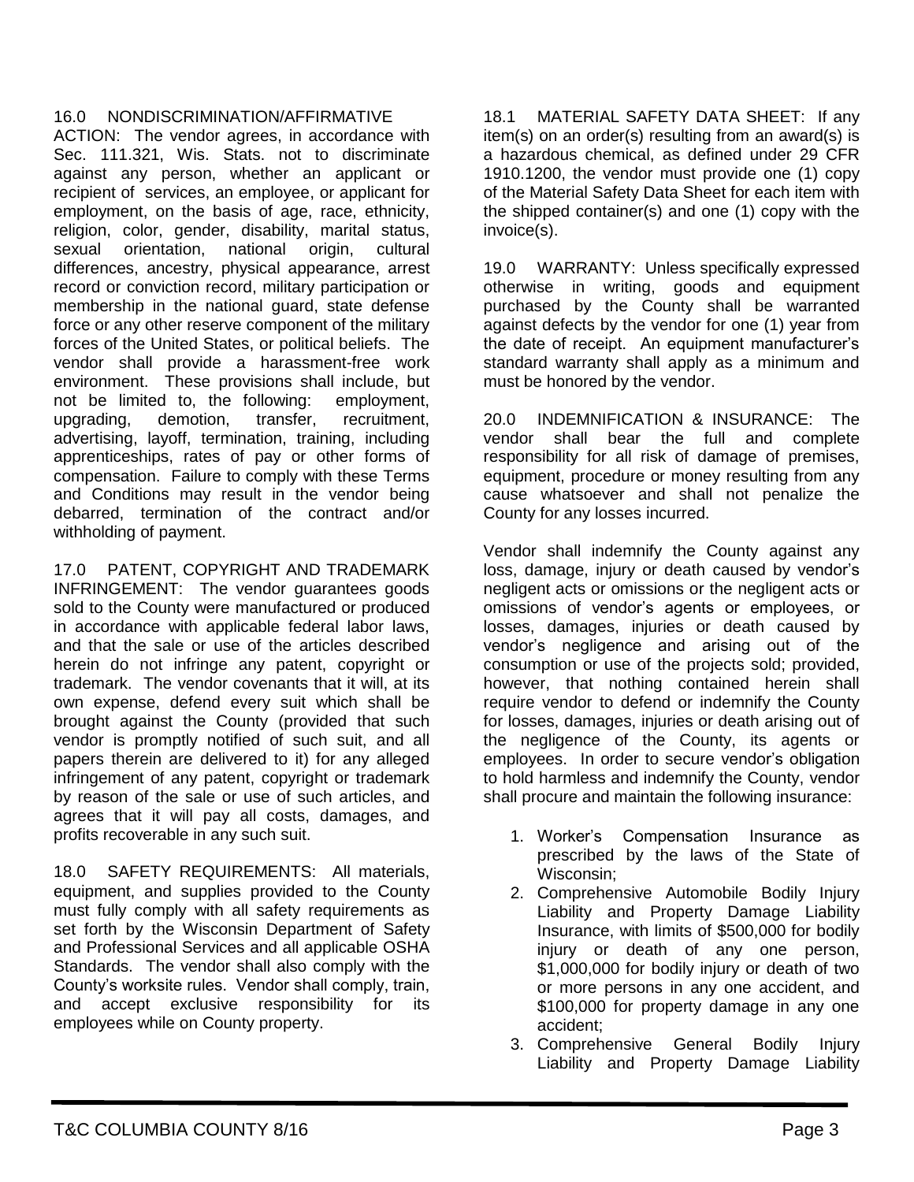16.0 NONDISCRIMINATION/AFFIRMATIVE ACTION: The vendor agrees, in accordance with Sec. 111.321, Wis. Stats. not to discriminate against any person, whether an applicant or recipient of services, an employee, or applicant for employment, on the basis of age, race, ethnicity, religion, color, gender, disability, marital status, sexual orientation, national origin, cultural differences, ancestry, physical appearance, arrest record or conviction record, military participation or membership in the national guard, state defense force or any other reserve component of the military forces of the United States, or political beliefs. The vendor shall provide a harassment-free work environment. These provisions shall include, but not be limited to, the following: employment, upgrading, demotion, transfer, recruitment, advertising, layoff, termination, training, including apprenticeships, rates of pay or other forms of compensation. Failure to comply with these Terms and Conditions may result in the vendor being debarred, termination of the contract and/or withholding of payment.

17.0 PATENT, COPYRIGHT AND TRADEMARK INFRINGEMENT: The vendor guarantees goods sold to the County were manufactured or produced in accordance with applicable federal labor laws, and that the sale or use of the articles described herein do not infringe any patent, copyright or trademark. The vendor covenants that it will, at its own expense, defend every suit which shall be brought against the County (provided that such vendor is promptly notified of such suit, and all papers therein are delivered to it) for any alleged infringement of any patent, copyright or trademark by reason of the sale or use of such articles, and agrees that it will pay all costs, damages, and profits recoverable in any such suit.

18.0 SAFETY REQUIREMENTS: All materials, equipment, and supplies provided to the County must fully comply with all safety requirements as set forth by the Wisconsin Department of Safety and Professional Services and all applicable OSHA Standards. The vendor shall also comply with the County's worksite rules. Vendor shall comply, train, and accept exclusive responsibility for its employees while on County property.

18.1 MATERIAL SAFETY DATA SHEET: If any item(s) on an order(s) resulting from an award(s) is a hazardous chemical, as defined under 29 CFR 1910.1200, the vendor must provide one (1) copy of the Material Safety Data Sheet for each item with the shipped container(s) and one (1) copy with the invoice(s).

19.0 WARRANTY: Unless specifically expressed otherwise in writing, goods and equipment purchased by the County shall be warranted against defects by the vendor for one (1) year from the date of receipt. An equipment manufacturer's standard warranty shall apply as a minimum and must be honored by the vendor.

20.0 INDEMNIFICATION & INSURANCE: The vendor shall bear the full and complete responsibility for all risk of damage of premises, equipment, procedure or money resulting from any cause whatsoever and shall not penalize the County for any losses incurred.

Vendor shall indemnify the County against any loss, damage, injury or death caused by vendor's negligent acts or omissions or the negligent acts or omissions of vendor's agents or employees, or losses, damages, injuries or death caused by vendor's negligence and arising out of the consumption or use of the projects sold; provided, however, that nothing contained herein shall require vendor to defend or indemnify the County for losses, damages, injuries or death arising out of the negligence of the County, its agents or employees. In order to secure vendor's obligation to hold harmless and indemnify the County, vendor shall procure and maintain the following insurance:

1. Worker's Compensation Insurance as prescribed by the laws of the State of Wisconsin;
2. Comprehensive Automobile Bodily Injury Liability and Property Damage Liability Insurance, with limits of $500,000 for bodily injury or death of any one person, $1,000,000 for bodily injury or death of two or more persons in any one accident, and $100,000 for property damage in any one accident;
3. Comprehensive General Bodily Injury Liability and Property Damage Liability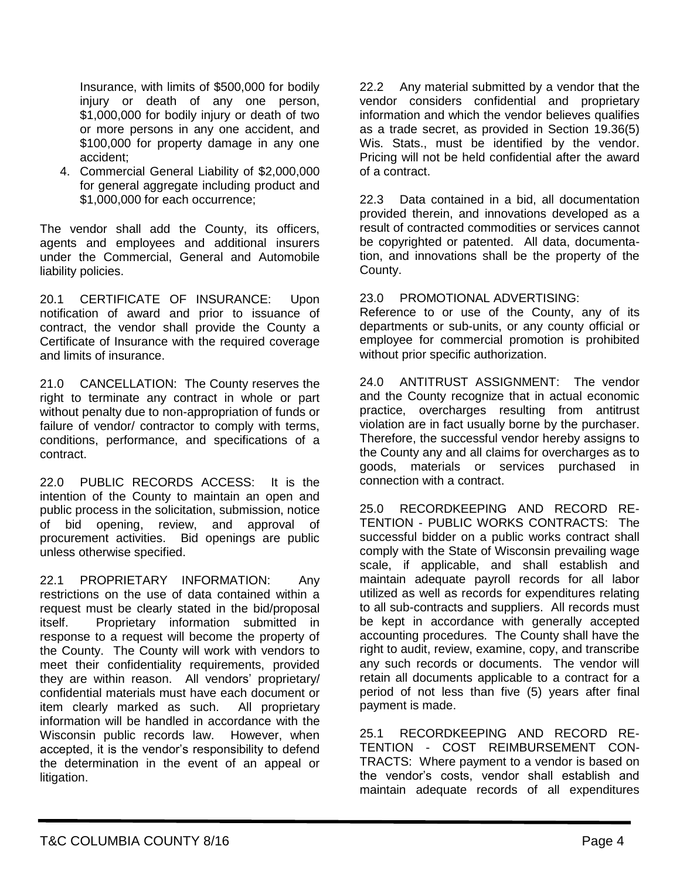Insurance, with limits of $500,000 for bodily injury or death of any one person, $1,000,000 for bodily injury or death of two or more persons in any one accident, and $100,000 for property damage in any one accident;

4. Commercial General Liability of $2,000,000 for general aggregate including product and $1,000,000 for each occurrence;

The vendor shall add the County, its officers, agents and employees and additional insurers under the Commercial, General and Automobile liability policies.

20.1 CERTIFICATE OF INSURANCE: Upon notification of award and prior to issuance of contract, the vendor shall provide the County a Certificate of Insurance with the required coverage and limits of insurance.

21.0 CANCELLATION: The County reserves the right to terminate any contract in whole or part without penalty due to non-appropriation of funds or failure of vendor/ contractor to comply with terms, conditions, performance, and specifications of a contract.

22.0 PUBLIC RECORDS ACCESS: It is the intention of the County to maintain an open and public process in the solicitation, submission, notice of bid opening, review, and approval of procurement activities. Bid openings are public unless otherwise specified.

22.1 PROPRIETARY INFORMATION: Any restrictions on the use of data contained within a request must be clearly stated in the bid/proposal itself. Proprietary information submitted in response to a request will become the property of the County. The County will work with vendors to meet their confidentiality requirements, provided they are within reason. All vendors' proprietary/ confidential materials must have each document or item clearly marked as such. All proprietary information will be handled in accordance with the Wisconsin public records law. However, when accepted, it is the vendor's responsibility to defend the determination in the event of an appeal or litigation.

22.2 Any material submitted by a vendor that the vendor considers confidential and proprietary information and which the vendor believes qualifies as a trade secret, as provided in Section 19.36(5) Wis. Stats., must be identified by the vendor. Pricing will not be held confidential after the award of a contract.

22.3 Data contained in a bid, all documentation provided therein, and innovations developed as a result of contracted commodities or services cannot be copyrighted or patented. All data, documentation, and innovations shall be the property of the County.

23.0 PROMOTIONAL ADVERTISING:
Reference to or use of the County, any of its departments or sub-units, or any county official or employee for commercial promotion is prohibited without prior specific authorization.

24.0 ANTITRUST ASSIGNMENT: The vendor and the County recognize that in actual economic practice, overcharges resulting from antitrust violation are in fact usually borne by the purchaser. Therefore, the successful vendor hereby assigns to the County any and all claims for overcharges as to goods, materials or services purchased in connection with a contract.

25.0 RECORDKEEPING AND RECORD RETENTION - PUBLIC WORKS CONTRACTS: The successful bidder on a public works contract shall comply with the State of Wisconsin prevailing wage scale, if applicable, and shall establish and maintain adequate payroll records for all labor utilized as well as records for expenditures relating to all sub-contracts and suppliers. All records must be kept in accordance with generally accepted accounting procedures. The County shall have the right to audit, review, examine, copy, and transcribe any such records or documents. The vendor will retain all documents applicable to a contract for a period of not less than five (5) years after final payment is made.

25.1 RECORDKEEPING AND RECORD RETENTION - COST REIMBURSEMENT CONTRACTS: Where payment to a vendor is based on the vendor's costs, vendor shall establish and maintain adequate records of all expenditures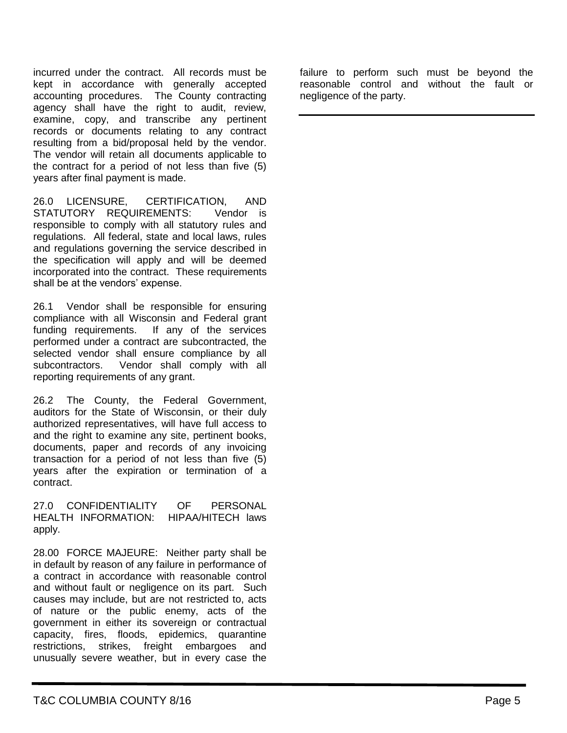incurred under the contract. All records must be kept in accordance with generally accepted accounting procedures. The County contracting agency shall have the right to audit, review, examine, copy, and transcribe any pertinent records or documents relating to any contract resulting from a bid/proposal held by the vendor. The vendor will retain all documents applicable to the contract for a period of not less than five (5) years after final payment is made.

26.0 LICENSURE, CERTIFICATION, AND STATUTORY REQUIREMENTS: Vendor is responsible to comply with all statutory rules and regulations. All federal, state and local laws, rules and regulations governing the service described in the specification will apply and will be deemed incorporated into the contract. These requirements shall be at the vendors' expense.

26.1 Vendor shall be responsible for ensuring compliance with all Wisconsin and Federal grant funding requirements. If any of the services performed under a contract are subcontracted, the selected vendor shall ensure compliance by all subcontractors. Vendor shall comply with all reporting requirements of any grant.

26.2 The County, the Federal Government, auditors for the State of Wisconsin, or their duly authorized representatives, will have full access to and the right to examine any site, pertinent books, documents, paper and records of any invoicing transaction for a period of not less than five (5) years after the expiration or termination of a contract.

27.0 CONFIDENTIALITY OF PERSONAL HEALTH INFORMATION: HIPAA/HITECH laws apply.

28.00 FORCE MAJEURE: Neither party shall be in default by reason of any failure in performance of a contract in accordance with reasonable control and without fault or negligence on its part. Such causes may include, but are not restricted to, acts of nature or the public enemy, acts of the government in either its sovereign or contractual capacity, fires, floods, epidemics, quarantine restrictions, strikes, freight embargoes and unusually severe weather, but in every case the failure to perform such must be beyond the reasonable control and without the fault or negligence of the party.